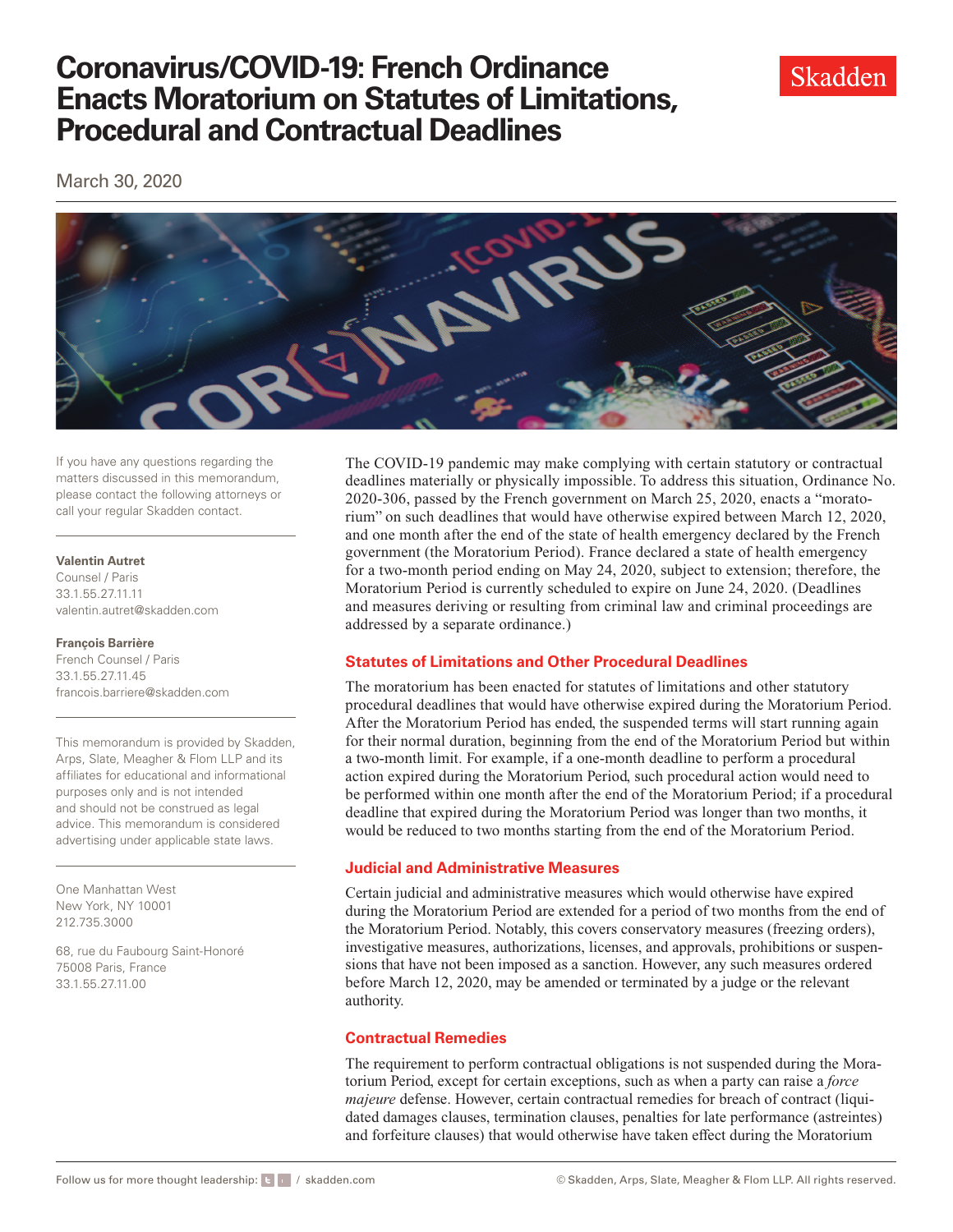# Coronavirus/COVID-19: French Ordinance Enacts Moratorium on Statutes of Limitations, Procedural and Contractual Deadlines

March 30, 2020

If you have any questions regarding the matters discussed in this memorandum, please contact the following attorneys or call your regular Skadden contact.

**Valentin Autret**
Counsel / Paris
33.1.55.27.11.11
valentin.autret@skadden.com

**François Barrière**
French Counsel / Paris
33.1.55.27.11.45
francois.barriere@skadden.com

This memorandum is provided by Skadden, Arps, Slate, Meagher & Flom LLP and its affiliates for educational and informational purposes only and is not intended and should not be construed as legal advice. This memorandum is considered advertising under applicable state laws.

One Manhattan West
New York, NY 10001
212.735.3000

68, rue du Faubourg Saint-Honoré
75008 Paris, France
33.1.55.27.11.00

The COVID-19 pandemic may make complying with certain statutory or contractual deadlines materially or physically impossible. To address this situation, Ordinance No. 2020-306, passed by the French government on March 25, 2020, enacts a "moratorium" on such deadlines that would have otherwise expired between March 12, 2020, and one month after the end of the state of health emergency declared by the French government (the Moratorium Period). France declared a state of health emergency for a two-month period ending on May 24, 2020, subject to extension; therefore, the Moratorium Period is currently scheduled to expire on June 24, 2020. (Deadlines and measures deriving or resulting from criminal law and criminal proceedings are addressed by a separate ordinance.)

## Statutes of Limitations and Other Procedural Deadlines

The moratorium has been enacted for statutes of limitations and other statutory procedural deadlines that would have otherwise expired during the Moratorium Period. After the Moratorium Period has ended, the suspended terms will start running again for their normal duration, beginning from the end of the Moratorium Period but within a two-month limit. For example, if a one-month deadline to perform a procedural action expired during the Moratorium Period, such procedural action would need to be performed within one month after the end of the Moratorium Period; if a procedural deadline that expired during the Moratorium Period was longer than two months, it would be reduced to two months starting from the end of the Moratorium Period.

## Judicial and Administrative Measures

Certain judicial and administrative measures which would otherwise have expired during the Moratorium Period are extended for a period of two months from the end of the Moratorium Period. Notably, this covers conservatory measures (freezing orders), investigative measures, authorizations, licenses, and approvals, prohibitions or suspensions that have not been imposed as a sanction. However, any such measures ordered before March 12, 2020, may be amended or terminated by a judge or the relevant authority.

## Contractual Remedies

The requirement to perform contractual obligations is not suspended during the Moratorium Period, except for certain exceptions, such as when a party can raise a *force majeure* defense. However, certain contractual remedies for breach of contract (liquidated damages clauses, termination clauses, penalties for late performance (astreintes) and forfeiture clauses) that would otherwise have taken effect during the Moratorium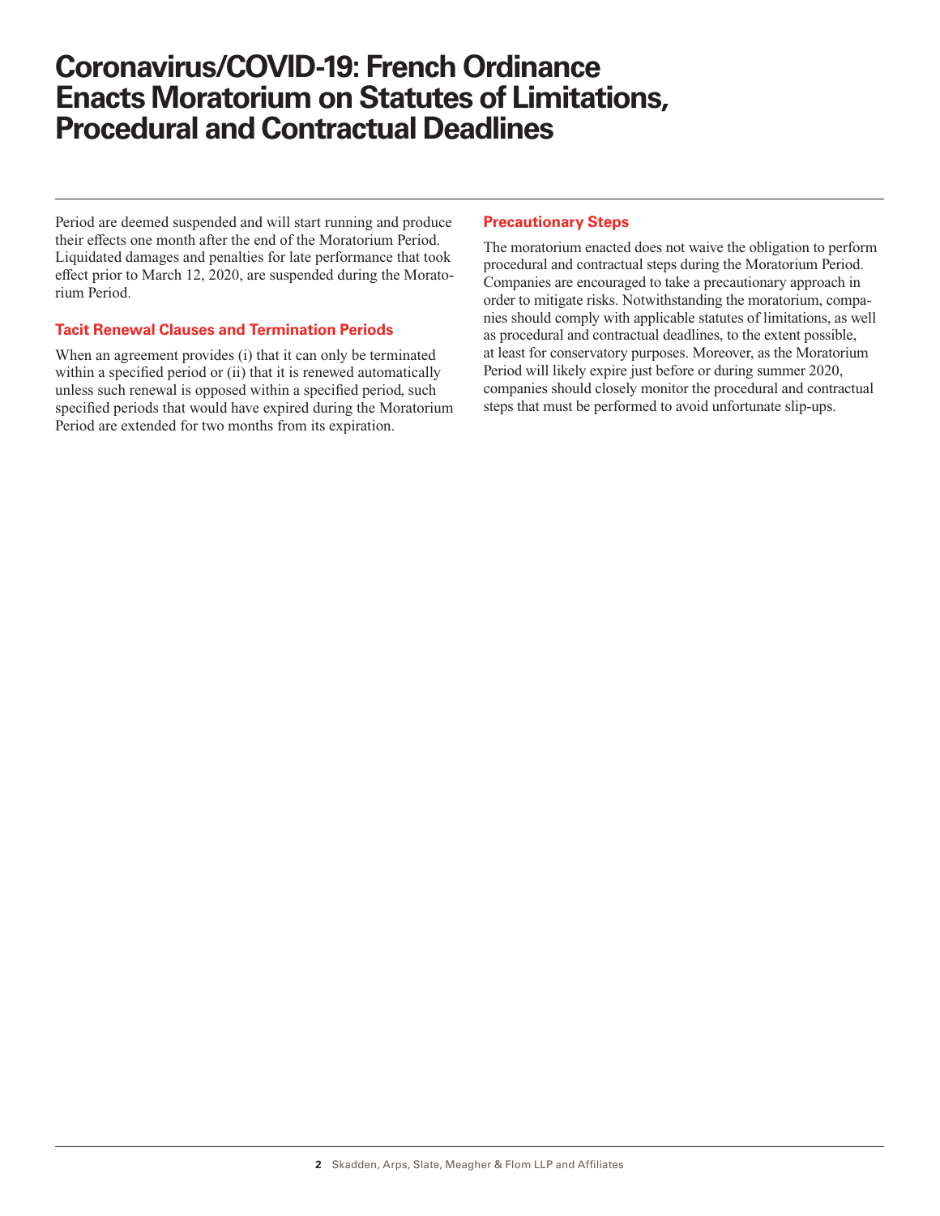Period are deemed suspended and will start running and produce their effects one month after the end of the Moratorium Period. Liquidated damages and penalties for late performance that took effect prior to March 12, 2020, are suspended during the Moratorium Period.

### Tacit Renewal Clauses and Termination Periods

When an agreement provides (i) that it can only be terminated within a specified period or (ii) that it is renewed automatically unless such renewal is opposed within a specified period, such specified periods that would have expired during the Moratorium Period are extended for two months from its expiration.

### Precautionary Steps

The moratorium enacted does not waive the obligation to perform procedural and contractual steps during the Moratorium Period. Companies are encouraged to take a precautionary approach in order to mitigate risks. Notwithstanding the moratorium, companies should comply with applicable statutes of limitations, as well as procedural and contractual deadlines, to the extent possible, at least for conservatory purposes. Moreover, as the Moratorium Period will likely expire just before or during summer 2020, companies should closely monitor the procedural and contractual steps that must be performed to avoid unfortunate slip-ups.